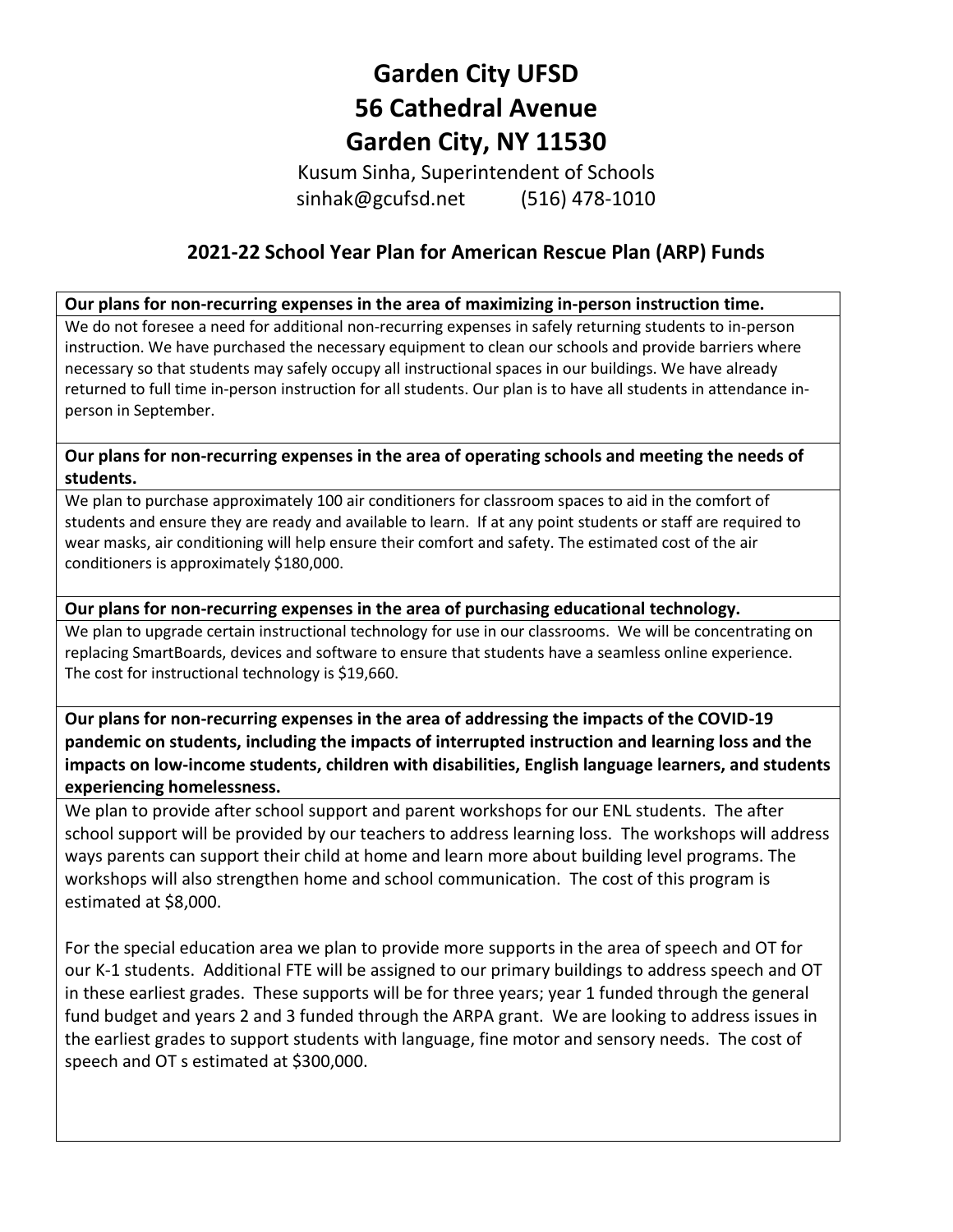# Garden City UFSD
# 56 Cathedral Avenue
# Garden City, NY 11530

Kusum Sinha, Superintendent of Schools
sinhak@gcufsd.net (516) 478-1010

## 2021-22 School Year Plan for American Rescue Plan (ARP) Funds

**Our plans for non-recurring expenses in the area of maximizing in-person instruction time.**

We do not foresee a need for additional non-recurring expenses in safely returning students to in-person instruction. We have purchased the necessary equipment to clean our schools and provide barriers where necessary so that students may safely occupy all instructional spaces in our buildings. We have already returned to full time in-person instruction for all students. Our plan is to have all students in attendance in-person in September.

**Our plans for non-recurring expenses in the area of operating schools and meeting the needs of students.**

We plan to purchase approximately 100 air conditioners for classroom spaces to aid in the comfort of students and ensure they are ready and available to learn. If at any point students or staff are required to wear masks, air conditioning will help ensure their comfort and safety. The estimated cost of the air conditioners is approximately $180,000.

**Our plans for non-recurring expenses in the area of purchasing educational technology.**

We plan to upgrade certain instructional technology for use in our classrooms. We will be concentrating on replacing SmartBoards, devices and software to ensure that students have a seamless online experience. The cost for instructional technology is $19,660.

**Our plans for non-recurring expenses in the area of addressing the impacts of the COVID-19 pandemic on students, including the impacts of interrupted instruction and learning loss and the impacts on low-income students, children with disabilities, English language learners, and students experiencing homelessness.**

We plan to provide after school support and parent workshops for our ENL students. The after school support will be provided by our teachers to address learning loss. The workshops will address ways parents can support their child at home and learn more about building level programs. The workshops will also strengthen home and school communication. The cost of this program is estimated at $8,000.

For the special education area we plan to provide more supports in the area of speech and OT for our K-1 students. Additional FTE will be assigned to our primary buildings to address speech and OT in these earliest grades. These supports will be for three years; year 1 funded through the general fund budget and years 2 and 3 funded through the ARPA grant. We are looking to address issues in the earliest grades to support students with language, fine motor and sensory needs. The cost of speech and OT s estimated at $300,000.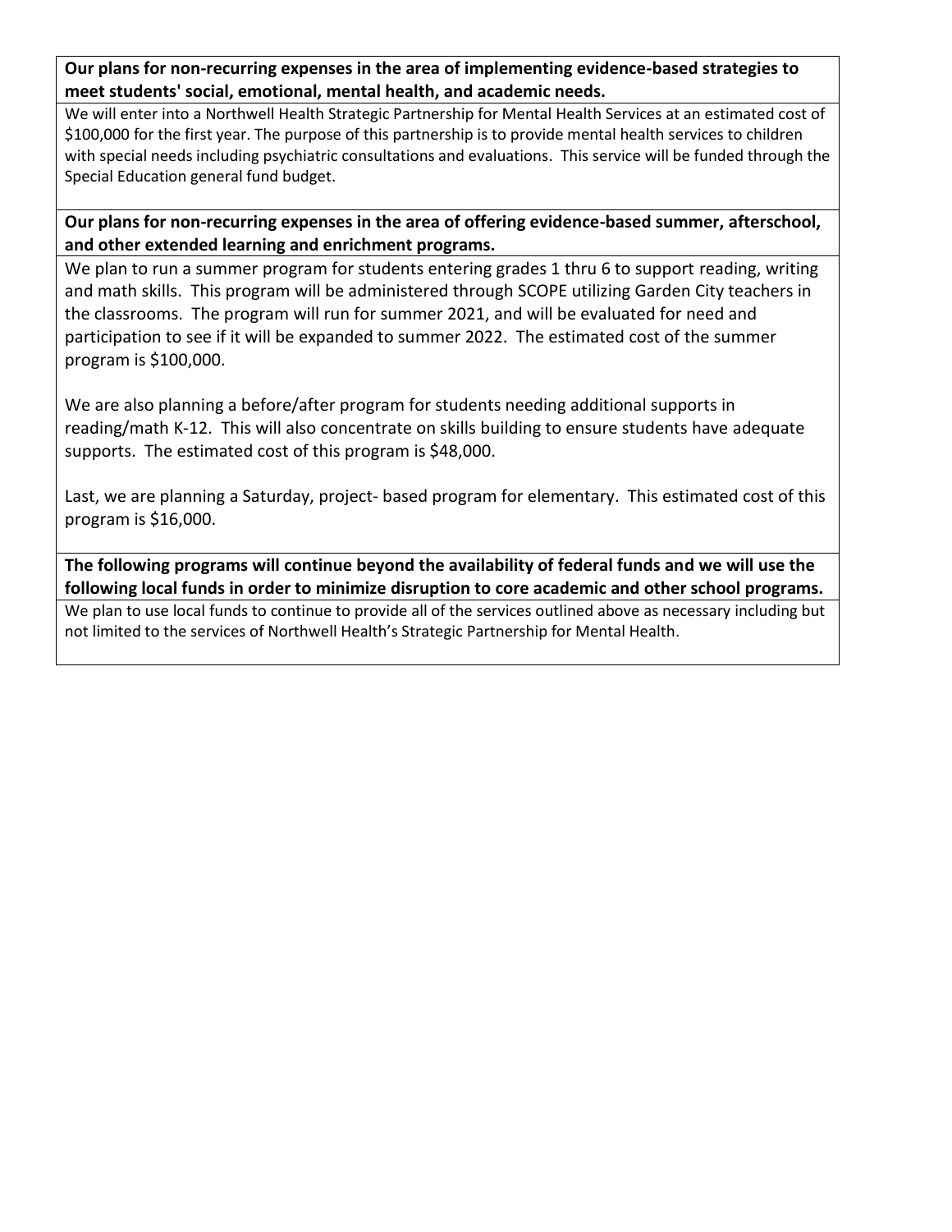**Our plans for non-recurring expenses in the area of implementing evidence-based strategies to meet students' social, emotional, mental health, and academic needs.**

We will enter into a Northwell Health Strategic Partnership for Mental Health Services at an estimated cost of $100,000 for the first year. The purpose of this partnership is to provide mental health services to children with special needs including psychiatric consultations and evaluations. This service will be funded through the Special Education general fund budget.

**Our plans for non-recurring expenses in the area of offering evidence-based summer, afterschool, and other extended learning and enrichment programs.**

We plan to run a summer program for students entering grades 1 thru 6 to support reading, writing and math skills. This program will be administered through SCOPE utilizing Garden City teachers in the classrooms. The program will run for summer 2021, and will be evaluated for need and participation to see if it will be expanded to summer 2022. The estimated cost of the summer program is $100,000.

We are also planning a before/after program for students needing additional supports in reading/math K-12. This will also concentrate on skills building to ensure students have adequate supports. The estimated cost of this program is $48,000.

Last, we are planning a Saturday, project- based program for elementary. This estimated cost of this program is $16,000.

**The following programs will continue beyond the availability of federal funds and we will use the following local funds in order to minimize disruption to core academic and other school programs.**

We plan to use local funds to continue to provide all of the services outlined above as necessary including but not limited to the services of Northwell Health's Strategic Partnership for Mental Health.